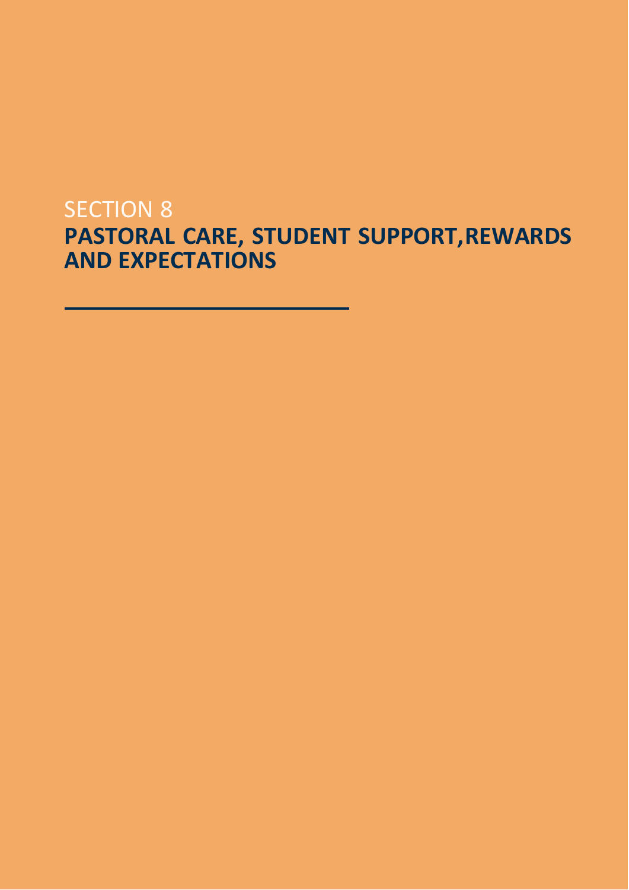SECTION 8

# PASTORAL CARE, STUDENT SUPPORT,REWARDS AND EXPECTATIONS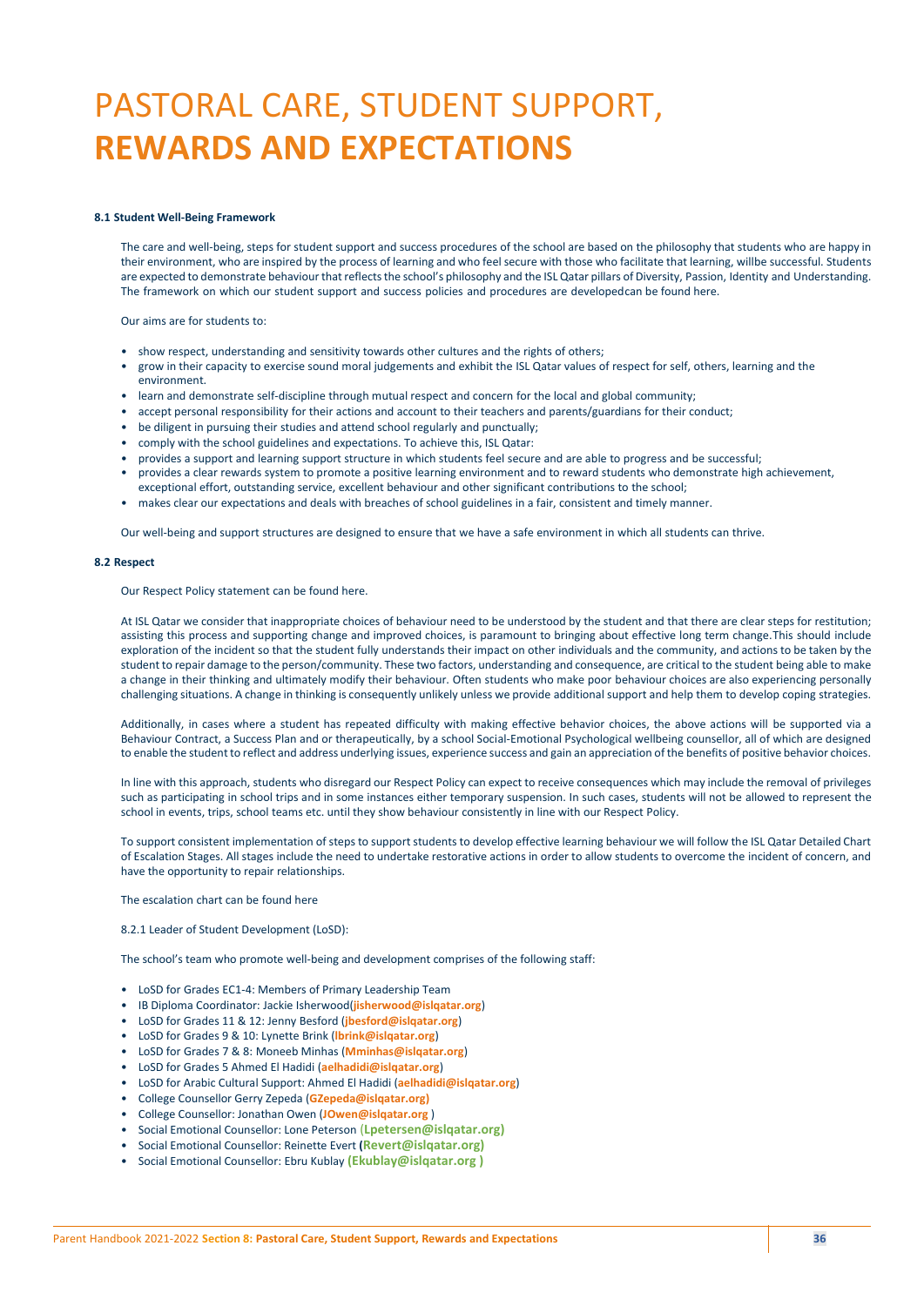# PASTORAL CARE, STUDENT SUPPORT, **REWARDS AND EXPECTATIONS**

**8.1 Student Well-Being Framework**

The care and well-being, steps for student support and success procedures of the school are based on the philosophy that students who are happy in their environment, who are inspired by the process of learning and who feel secure with those who facilitate that learning, willbe successful. Students are expected to demonstrate behaviour that reflects the school's philosophy and the ISL Qatar pillars of Diversity, Passion, Identity and Understanding. The framework on which our student support and success policies and procedures are developedcan be found here.

Our aims are for students to:

- show respect, understanding and sensitivity towards other cultures and the rights of others;
- grow in their capacity to exercise sound moral judgements and exhibit the ISL Qatar values of respect for self, others, learning and the environment.
- learn and demonstrate self-discipline through mutual respect and concern for the local and global community;
- accept personal responsibility for their actions and account to their teachers and parents/guardians for their conduct;
- be diligent in pursuing their studies and attend school regularly and punctually;
- comply with the school guidelines and expectations. To achieve this, ISL Qatar:
- provides a support and learning support structure in which students feel secure and are able to progress and be successful;
- provides a clear rewards system to promote a positive learning environment and to reward students who demonstrate high achievement, exceptional effort, outstanding service, excellent behaviour and other significant contributions to the school;
- makes clear our expectations and deals with breaches of school guidelines in a fair, consistent and timely manner.

Our well-being and support structures are designed to ensure that we have a safe environment in which all students can thrive.

**8.2 Respect**

Our Respect Policy statement can be found here.

At ISL Qatar we consider that inappropriate choices of behaviour need to be understood by the student and that there are clear steps for restitution; assisting this process and supporting change and improved choices, is paramount to bringing about effective long term change.This should include exploration of the incident so that the student fully understands their impact on other individuals and the community, and actions to be taken by the student to repair damage to the person/community. These two factors, understanding and consequence, are critical to the student being able to make a change in their thinking and ultimately modify their behaviour. Often students who make poor behaviour choices are also experiencing personally challenging situations. A change in thinking is consequently unlikely unless we provide additional support and help them to develop coping strategies.

Additionally, in cases where a student has repeated difficulty with making effective behavior choices, the above actions will be supported via a Behaviour Contract, a Success Plan and or therapeutically, by a school Social-Emotional Psychological wellbeing counsellor, all of which are designed to enable the student to reflect and address underlying issues, experience success and gain an appreciation of the benefits of positive behavior choices.

In line with this approach, students who disregard our Respect Policy can expect to receive consequences which may include the removal of privileges such as participating in school trips and in some instances either temporary suspension. In such cases, students will not be allowed to represent the school in events, trips, school teams etc. until they show behaviour consistently in line with our Respect Policy.

To support consistent implementation of steps to support students to develop effective learning behaviour we will follow the ISL Qatar Detailed Chart of Escalation Stages. All stages include the need to undertake restorative actions in order to allow students to overcome the incident of concern, and have the opportunity to repair relationships.

The escalation chart can be found here

8.2.1 Leader of Student Development (LoSD):

The school's team who promote well-being and development comprises of the following staff:

- LoSD for Grades EC1-4: Members of Primary Leadership Team
- IB Diploma Coordinator: Jackie Isherwood(**jisherwood@islqatar.org**)
- LoSD for Grades 11 & 12: Jenny Besford (**jbesford@islqatar.org**)
- LoSD for Grades 9 & 10: Lynette Brink (**lbrink@islqatar.org**)
- LoSD for Grades 7 & 8: Moneeb Minhas (**Mminhas@islqatar.org**)
- LoSD for Grades 5 Ahmed El Hadidi (**aelhadidi@islqatar.org**)
- LoSD for Arabic Cultural Support: Ahmed El Hadidi (**aelhadidi@islqatar.org**)
- College Counsellor Gerry Zepeda (**GZepeda@islqatar.org)**
- College Counsellor: Jonathan Owen (**JOwen@islqatar.org** )
- Social Emotional Counsellor: Lone Peterson (**Lpetersen@islqatar.org)**
- Social Emotional Counsellor: Reinette Evert **(Revert@islqatar.org)**
- Social Emotional Counsellor: Ebru Kublay **(Ekublay@islqatar.org )**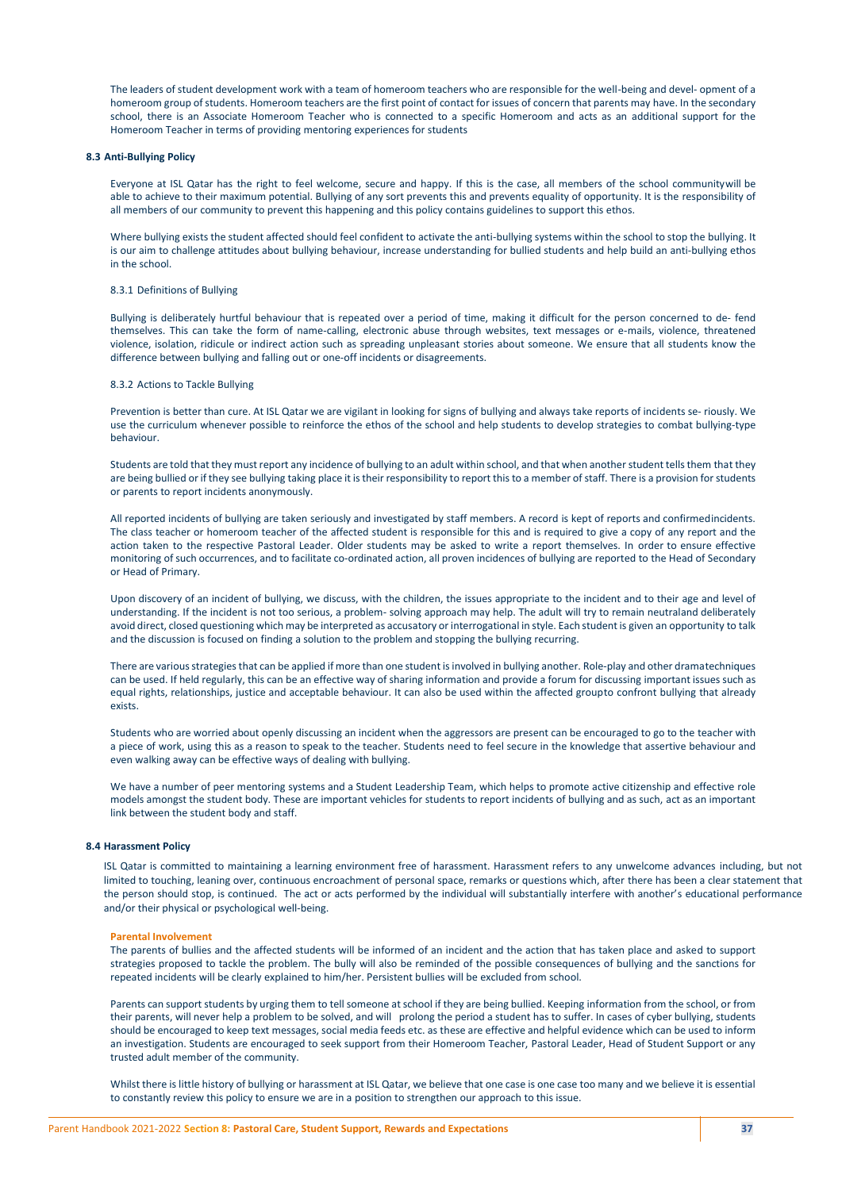The leaders of student development work with a team of homeroom teachers who are responsible for the well-being and devel- opment of a homeroom group of students. Homeroom teachers are the first point of contact for issues of concern that parents may have. In the secondary school, there is an Associate Homeroom Teacher who is connected to a specific Homeroom and acts as an additional support for the Homeroom Teacher in terms of providing mentoring experiences for students

### 8.3 Anti-Bullying Policy

Everyone at ISL Qatar has the right to feel welcome, secure and happy. If this is the case, all members of the school communitywill be able to achieve to their maximum potential. Bullying of any sort prevents this and prevents equality of opportunity. It is the responsibility of all members of our community to prevent this happening and this policy contains guidelines to support this ethos.

Where bullying exists the student affected should feel confident to activate the anti-bullying systems within the school to stop the bullying. It is our aim to challenge attitudes about bullying behaviour, increase understanding for bullied students and help build an anti-bullying ethos in the school.

#### 8.3.1 Definitions of Bullying

Bullying is deliberately hurtful behaviour that is repeated over a period of time, making it difficult for the person concerned to de- fend themselves. This can take the form of name-calling, electronic abuse through websites, text messages or e-mails, violence, threatened violence, isolation, ridicule or indirect action such as spreading unpleasant stories about someone. We ensure that all students know the difference between bullying and falling out or one-off incidents or disagreements.

#### 8.3.2 Actions to Tackle Bullying

Prevention is better than cure. At ISL Qatar we are vigilant in looking for signs of bullying and always take reports of incidents se- riously. We use the curriculum whenever possible to reinforce the ethos of the school and help students to develop strategies to combat bullying-type behaviour.

Students are told that they must report any incidence of bullying to an adult within school, and that when another student tells them that they are being bullied or if they see bullying taking place it is their responsibility to report this to a member of staff. There is a provision for students or parents to report incidents anonymously.

All reported incidents of bullying are taken seriously and investigated by staff members. A record is kept of reports and confirmedincidents. The class teacher or homeroom teacher of the affected student is responsible for this and is required to give a copy of any report and the action taken to the respective Pastoral Leader. Older students may be asked to write a report themselves. In order to ensure effective monitoring of such occurrences, and to facilitate co-ordinated action, all proven incidences of bullying are reported to the Head of Secondary or Head of Primary.

Upon discovery of an incident of bullying, we discuss, with the children, the issues appropriate to the incident and to their age and level of understanding. If the incident is not too serious, a problem- solving approach may help. The adult will try to remain neutraland deliberately avoid direct, closed questioning which may be interpreted as accusatory or interrogational in style. Each student is given an opportunity to talk and the discussion is focused on finding a solution to the problem and stopping the bullying recurring.

There are various strategies that can be applied if more than one student is involved in bullying another. Role-play and other dramatechniques can be used. If held regularly, this can be an effective way of sharing information and provide a forum for discussing important issues such as equal rights, relationships, justice and acceptable behaviour. It can also be used within the affected groupto confront bullying that already exists.

Students who are worried about openly discussing an incident when the aggressors are present can be encouraged to go to the teacher with a piece of work, using this as a reason to speak to the teacher. Students need to feel secure in the knowledge that assertive behaviour and even walking away can be effective ways of dealing with bullying.

We have a number of peer mentoring systems and a Student Leadership Team, which helps to promote active citizenship and effective role models amongst the student body. These are important vehicles for students to report incidents of bullying and as such, act as an important link between the student body and staff.

### 8.4 Harassment Policy

ISL Qatar is committed to maintaining a learning environment free of harassment. Harassment refers to any unwelcome advances including, but not limited to touching, leaning over, continuous encroachment of personal space, remarks or questions which, after there has been a clear statement that the person should stop, is continued. The act or acts performed by the individual will substantially interfere with another's educational performance and/or their physical or psychological well-being.

#### Parental Involvement

The parents of bullies and the affected students will be informed of an incident and the action that has taken place and asked to support strategies proposed to tackle the problem. The bully will also be reminded of the possible consequences of bullying and the sanctions for repeated incidents will be clearly explained to him/her. Persistent bullies will be excluded from school.

Parents can support students by urging them to tell someone at school if they are being bullied. Keeping information from the school, or from their parents, will never help a problem to be solved, and will prolong the period a student has to suffer. In cases of cyber bullying, students should be encouraged to keep text messages, social media feeds etc. as these are effective and helpful evidence which can be used to inform an investigation. Students are encouraged to seek support from their Homeroom Teacher, Pastoral Leader, Head of Student Support or any trusted adult member of the community.

Whilst there is little history of bullying or harassment at ISL Qatar, we believe that one case is one case too many and we believe it is essential to constantly review this policy to ensure we are in a position to strengthen our approach to this issue.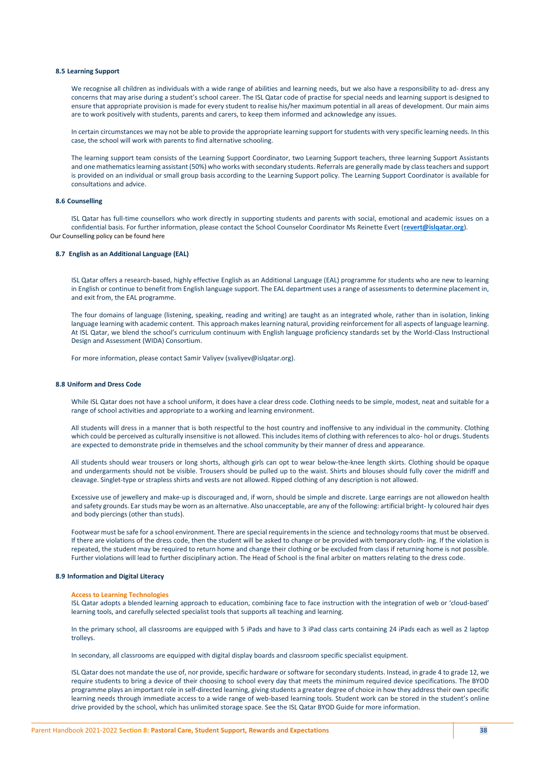### 8.5 Learning Support

We recognise all children as individuals with a wide range of abilities and learning needs, but we also have a responsibility to ad- dress any concerns that may arise during a student's school career. The ISL Qatar code of practise for special needs and learning support is designed to ensure that appropriate provision is made for every student to realise his/her maximum potential in all areas of development. Our main aims are to work positively with students, parents and carers, to keep them informed and acknowledge any issues.

In certain circumstances we may not be able to provide the appropriate learning support for students with very specific learning needs. In this case, the school will work with parents to find alternative schooling.

The learning support team consists of the Learning Support Coordinator, two Learning Support teachers, three learning Support Assistants and one mathematics learning assistant (50%) who works with secondary students. Referrals are generally made by class teachers and support is provided on an individual or small group basis according to the Learning Support policy. The Learning Support Coordinator is available for consultations and advice.

### 8.6 Counselling

ISL Qatar has full-time counsellors who work directly in supporting students and parents with social, emotional and academic issues on a confidential basis. For further information, please contact the School Counselor Coordinator Ms Reinette Evert (**revert@islqatar.org**).

Our Counselling policy can be found here

### 8.7 English as an Additional Language (EAL)

ISL Qatar offers a research-based, highly effective English as an Additional Language (EAL) programme for students who are new to learning in English or continue to benefit from English language support. The EAL department uses a range of assessments to determine placement in, and exit from, the EAL programme.

The four domains of language (listening, speaking, reading and writing) are taught as an integrated whole, rather than in isolation, linking language learning with academic content. This approach makes learning natural, providing reinforcement for all aspects of language learning. At ISL Qatar, we blend the school's curriculum continuum with English language proficiency standards set by the World-Class Instructional Design and Assessment (WIDA) Consortium.

For more information, please contact Samir Valiyev (svaliyev@islqatar.org).

### 8.8 Uniform and Dress Code

While ISL Qatar does not have a school uniform, it does have a clear dress code. Clothing needs to be simple, modest, neat and suitable for a range of school activities and appropriate to a working and learning environment.

All students will dress in a manner that is both respectful to the host country and inoffensive to any individual in the community. Clothing which could be perceived as culturally insensitive is not allowed. This includes items of clothing with references to alco- hol or drugs. Students are expected to demonstrate pride in themselves and the school community by their manner of dress and appearance.

All students should wear trousers or long shorts, although girls can opt to wear below-the-knee length skirts. Clothing should be opaque and undergarments should not be visible. Trousers should be pulled up to the waist. Shirts and blouses should fully cover the midriff and cleavage. Singlet-type or strapless shirts and vests are not allowed. Ripped clothing of any description is not allowed.

Excessive use of jewellery and make-up is discouraged and, if worn, should be simple and discrete. Large earrings are not allowedon health and safety grounds. Ear studs may be worn as an alternative. Also unacceptable, are any of the following: artificial bright- ly coloured hair dyes and body piercings (other than studs).

Footwear must be safe for a school environment. There are special requirements in the science and technology rooms that must be observed. If there are violations of the dress code, then the student will be asked to change or be provided with temporary cloth- ing. If the violation is repeated, the student may be required to return home and change their clothing or be excluded from class if returning home is not possible. Further violations will lead to further disciplinary action. The Head of School is the final arbiter on matters relating to the dress code.

### 8.9 Information and Digital Literacy

**Access to Learning Technologies**

ISL Qatar adopts a blended learning approach to education, combining face to face instruction with the integration of web or 'cloud-based' learning tools, and carefully selected specialist tools that supports all teaching and learning.

In the primary school, all classrooms are equipped with 5 iPads and have to 3 iPad class carts containing 24 iPads each as well as 2 laptop trolleys.

In secondary, all classrooms are equipped with digital display boards and classroom specific specialist equipment.

ISL Qatar does not mandate the use of, nor provide, specific hardware or software for secondary students. Instead, in grade 4 to grade 12, we require students to bring a device of their choosing to school every day that meets the minimum required device specifications. The BYOD programme plays an important role in self-directed learning, giving students a greater degree of choice in how they address their own specific learning needs through immediate access to a wide range of web-based learning tools. Student work can be stored in the student's online drive provided by the school, which has unlimited storage space. See the ISL Qatar BYOD Guide for more information.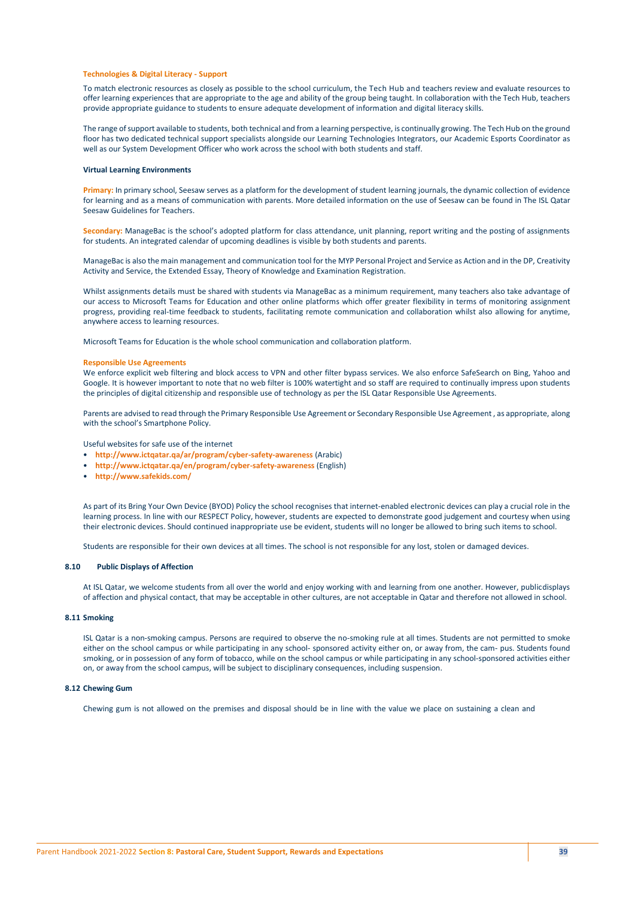**Technologies & Digital Literacy - Support**

To match electronic resources as closely as possible to the school curriculum, the Tech Hub and teachers review and evaluate resources to offer learning experiences that are appropriate to the age and ability of the group being taught. In collaboration with the Tech Hub, teachers provide appropriate guidance to students to ensure adequate development of information and digital literacy skills.

The range of support available to students, both technical and from a learning perspective, is continually growing. The Tech Hub on the ground floor has two dedicated technical support specialists alongside our Learning Technologies Integrators, our Academic Esports Coordinator as well as our System Development Officer who work across the school with both students and staff.

**Virtual Learning Environments**

**Primary:** In primary school, Seesaw serves as a platform for the development of student learning journals, the dynamic collection of evidence for learning and as a means of communication with parents. More detailed information on the use of Seesaw can be found in The ISL Qatar Seesaw Guidelines for Teachers.

**Secondary:** ManageBac is the school's adopted platform for class attendance, unit planning, report writing and the posting of assignments for students. An integrated calendar of upcoming deadlines is visible by both students and parents.

ManageBac is also the main management and communication tool for the MYP Personal Project and Service as Action and in the DP, Creativity Activity and Service, the Extended Essay, Theory of Knowledge and Examination Registration.

Whilst assignments details must be shared with students via ManageBac as a minimum requirement, many teachers also take advantage of our access to Microsoft Teams for Education and other online platforms which offer greater flexibility in terms of monitoring assignment progress, providing real-time feedback to students, facilitating remote communication and collaboration whilst also allowing for anytime, anywhere access to learning resources.

Microsoft Teams for Education is the whole school communication and collaboration platform.

**Responsible Use Agreements**

We enforce explicit web filtering and block access to VPN and other filter bypass services. We also enforce SafeSearch on Bing, Yahoo and Google. It is however important to note that no web filter is 100% watertight and so staff are required to continually impress upon students the principles of digital citizenship and responsible use of technology as per the ISL Qatar Responsible Use Agreements.

Parents are advised to read through the Primary Responsible Use Agreement or Secondary Responsible Use Agreement , as appropriate, along with the school's Smartphone Policy.

Useful websites for safe use of the internet

- **http://www.ictqatar.qa/ar/program/cyber-safety-awareness** (Arabic)
- **http://www.ictqatar.qa/en/program/cyber-safety-awareness** (English)
- **http://www.safekids.com/**

As part of its Bring Your Own Device (BYOD) Policy the school recognises that internet-enabled electronic devices can play a crucial role in the learning process. In line with our RESPECT Policy, however, students are expected to demonstrate good judgement and courtesy when using their electronic devices. Should continued inappropriate use be evident, students will no longer be allowed to bring such items to school.

Students are responsible for their own devices at all times. The school is not responsible for any lost, stolen or damaged devices.

### 8.10 Public Displays of Affection

At ISL Qatar, we welcome students from all over the world and enjoy working with and learning from one another. However, publicdisplays of affection and physical contact, that may be acceptable in other cultures, are not acceptable in Qatar and therefore not allowed in school.

### 8.11 Smoking

ISL Qatar is a non-smoking campus. Persons are required to observe the no-smoking rule at all times. Students are not permitted to smoke either on the school campus or while participating in any school- sponsored activity either on, or away from, the cam- pus. Students found smoking, or in possession of any form of tobacco, while on the school campus or while participating in any school-sponsored activities either on, or away from the school campus, will be subject to disciplinary consequences, including suspension.

### 8.12 Chewing Gum

Chewing gum is not allowed on the premises and disposal should be in line with the value we place on sustaining a clean and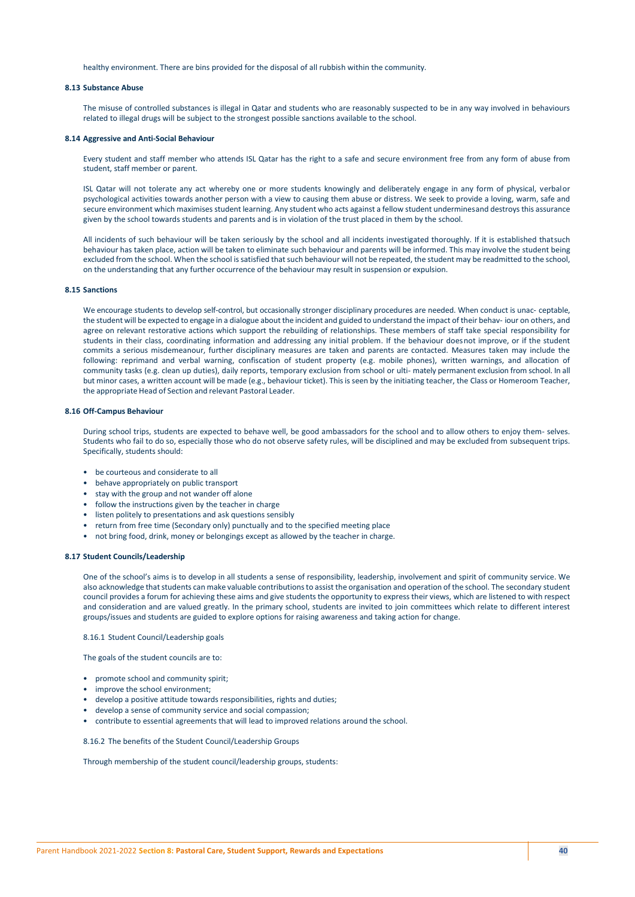healthy environment. There are bins provided for the disposal of all rubbish within the community.

### 8.13 Substance Abuse

The misuse of controlled substances is illegal in Qatar and students who are reasonably suspected to be in any way involved in behaviours related to illegal drugs will be subject to the strongest possible sanctions available to the school.

### 8.14 Aggressive and Anti-Social Behaviour

Every student and staff member who attends ISL Qatar has the right to a safe and secure environment free from any form of abuse from student, staff member or parent.

ISL Qatar will not tolerate any act whereby one or more students knowingly and deliberately engage in any form of physical, verbalor psychological activities towards another person with a view to causing them abuse or distress. We seek to provide a loving, warm, safe and secure environment which maximises student learning. Any student who acts against a fellow student underminesand destroys this assurance given by the school towards students and parents and is in violation of the trust placed in them by the school.

All incidents of such behaviour will be taken seriously by the school and all incidents investigated thoroughly. If it is established thatsuch behaviour has taken place, action will be taken to eliminate such behaviour and parents will be informed. This may involve the student being excluded from the school. When the school is satisfied that such behaviour will not be repeated, the student may be readmitted to the school, on the understanding that any further occurrence of the behaviour may result in suspension or expulsion.

### 8.15 Sanctions

We encourage students to develop self-control, but occasionally stronger disciplinary procedures are needed. When conduct is unac- ceptable, the student will be expected to engage in a dialogue about the incident and guided to understand the impact of their behav- iour on others, and agree on relevant restorative actions which support the rebuilding of relationships. These members of staff take special responsibility for students in their class, coordinating information and addressing any initial problem. If the behaviour doesnot improve, or if the student commits a serious misdemeanour, further disciplinary measures are taken and parents are contacted. Measures taken may include the following: reprimand and verbal warning, confiscation of student property (e.g. mobile phones), written warnings, and allocation of community tasks (e.g. clean up duties), daily reports, temporary exclusion from school or ulti- mately permanent exclusion from school. In all but minor cases, a written account will be made (e.g., behaviour ticket). This is seen by the initiating teacher, the Class or Homeroom Teacher, the appropriate Head of Section and relevant Pastoral Leader.

### 8.16 Off-Campus Behaviour

During school trips, students are expected to behave well, be good ambassadors for the school and to allow others to enjoy them- selves. Students who fail to do so, especially those who do not observe safety rules, will be disciplined and may be excluded from subsequent trips. Specifically, students should:

- be courteous and considerate to all
- behave appropriately on public transport
- stay with the group and not wander off alone
- follow the instructions given by the teacher in charge
- listen politely to presentations and ask questions sensibly
- return from free time (Secondary only) punctually and to the specified meeting place
- not bring food, drink, money or belongings except as allowed by the teacher in charge.

### 8.17 Student Councils/Leadership

One of the school's aims is to develop in all students a sense of responsibility, leadership, involvement and spirit of community service. We also acknowledge that students can make valuable contributions to assist the organisation and operation of the school. The secondary student council provides a forum for achieving these aims and give students the opportunity to express their views, which are listened to with respect and consideration and are valued greatly. In the primary school, students are invited to join committees which relate to different interest groups/issues and students are guided to explore options for raising awareness and taking action for change.

#### 8.16.1 Student Council/Leadership goals

The goals of the student councils are to:

- promote school and community spirit;
- improve the school environment;
- develop a positive attitude towards responsibilities, rights and duties;
- develop a sense of community service and social compassion;
- contribute to essential agreements that will lead to improved relations around the school.

#### 8.16.2 The benefits of the Student Council/Leadership Groups

Through membership of the student council/leadership groups, students: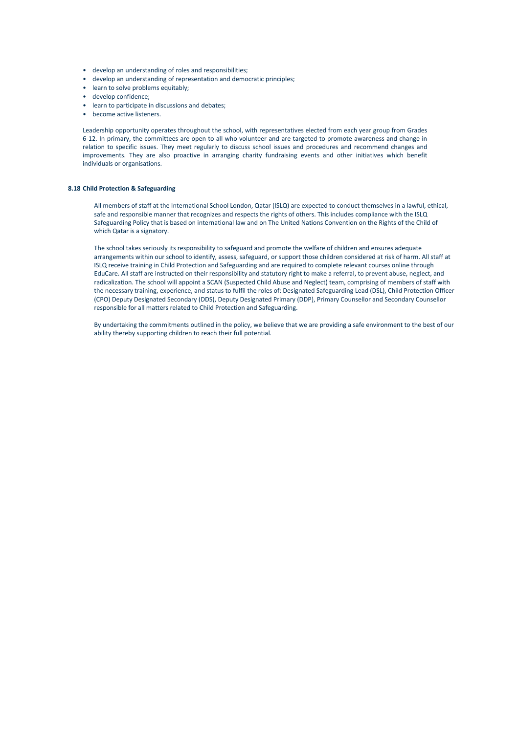- develop an understanding of roles and responsibilities;
- develop an understanding of representation and democratic principles;
- learn to solve problems equitably;
- develop confidence;
- learn to participate in discussions and debates;
- become active listeners.

Leadership opportunity operates throughout the school, with representatives elected from each year group from Grades 6-12. In primary, the committees are open to all who volunteer and are targeted to promote awareness and change in relation to specific issues. They meet regularly to discuss school issues and procedures and recommend changes and improvements. They are also proactive in arranging charity fundraising events and other initiatives which benefit individuals or organisations.

**8.18 Child Protection & Safeguarding**

All members of staff at the International School London, Qatar (ISLQ) are expected to conduct themselves in a lawful, ethical, safe and responsible manner that recognizes and respects the rights of others. This includes compliance with the ISLQ Safeguarding Policy that is based on international law and on The United Nations Convention on the Rights of the Child of which Qatar is a signatory.

The school takes seriously its responsibility to safeguard and promote the welfare of children and ensures adequate arrangements within our school to identify, assess, safeguard, or support those children considered at risk of harm. All staff at ISLQ receive training in Child Protection and Safeguarding and are required to complete relevant courses online through EduCare. All staff are instructed on their responsibility and statutory right to make a referral, to prevent abuse, neglect, and radicalization. The school will appoint a SCAN (Suspected Child Abuse and Neglect) team, comprising of members of staff with the necessary training, experience, and status to fulfil the roles of: Designated Safeguarding Lead (DSL), Child Protection Officer (CPO) Deputy Designated Secondary (DDS), Deputy Designated Primary (DDP), Primary Counsellor and Secondary Counsellor responsible for all matters related to Child Protection and Safeguarding.

By undertaking the commitments outlined in the policy, we believe that we are providing a safe environment to the best of our ability thereby supporting children to reach their full potential.